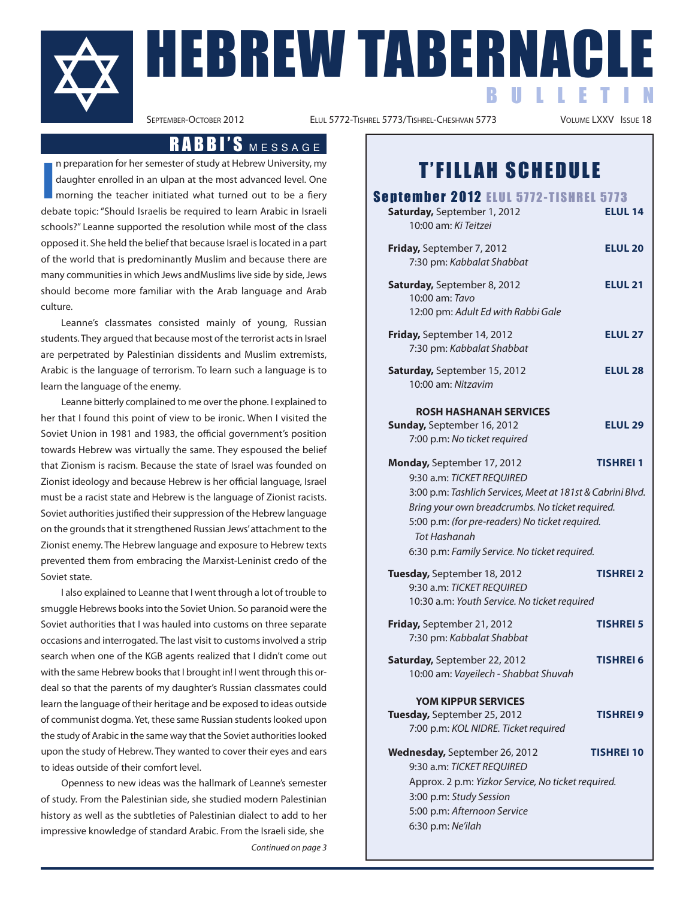# HEBREW TABERNACLE BULLETIN

September-October 2012 | Elul 5772-Tishrel 5773/Tishrel-Cheshvan 5773 | Volume LXXV Issue 18

## RABBI'S MESSAGE

In preparation for her semester of study at Hebrew University, my daughter enrolled in an ulpan at the most advanced level. One morning the teacher initiated what turned out to be a fiery debate topic: "Should Israelis be required to learn Arabic in Israeli schools?" Leanne supported the resolution while most of the class opposed it. She held the belief that because Israel is located in a part of the world that is predominantly Muslim and because there are many communities in which Jews andMuslims live side by side, Jews should become more familiar with the Arab language and Arab culture.

Leanne's classmates consisted mainly of young, Russian students. They argued that because most of the terrorist acts in Israel are perpetrated by Palestinian dissidents and Muslim extremists, Arabic is the language of terrorism. To learn such a language is to learn the language of the enemy.

Leanne bitterly complained to me over the phone. I explained to her that I found this point of view to be ironic. When I visited the Soviet Union in 1981 and 1983, the official government's position towards Hebrew was virtually the same. They espoused the belief that Zionism is racism. Because the state of Israel was founded on Zionist ideology and because Hebrew is her official language, Israel must be a racist state and Hebrew is the language of Zionist racists. Soviet authorities justified their suppression of the Hebrew language on the grounds that it strengthened Russian Jews' attachment to the Zionist enemy. The Hebrew language and exposure to Hebrew texts prevented them from embracing the Marxist-Leninist credo of the Soviet state.

I also explained to Leanne that I went through a lot of trouble to smuggle Hebrews books into the Soviet Union. So paranoid were the Soviet authorities that I was hauled into customs on three separate occasions and interrogated. The last visit to customs involved a strip search when one of the KGB agents realized that I didn't come out with the same Hebrew books that I brought in! I went through this ordeal so that the parents of my daughter's Russian classmates could learn the language of their heritage and be exposed to ideas outside of communist dogma. Yet, these same Russian students looked upon the study of Arabic in the same way that the Soviet authorities looked upon the study of Hebrew. They wanted to cover their eyes and ears to ideas outside of their comfort level.

Openness to new ideas was the hallmark of Leanne's semester of study. From the Palestinian side, she studied modern Palestinian history as well as the subtleties of Palestinian dialect to add to her impressive knowledge of standard Arabic. From the Israeli side, she

*Continued on page 3*

## T'FILLAH SCHEDULE

### September 2012 ELUL 5772-TISHREL 5773

**Saturday,** September 1, 2012 — **ELUL 14**
10:00 am: *Ki Teitzei*

**Friday,** September 7, 2012 — **ELUL 20**
7:30 pm: *Kabbalat Shabbat*

**Saturday,** September 8, 2012 — **ELUL 21**
10:00 am: *Tavo*
12:00 pm: *Adult Ed with Rabbi Gale*

**Friday,** September 14, 2012 — **ELUL 27**
7:30 pm: *Kabbalat Shabbat*

**Saturday,** September 15, 2012 — **ELUL 28**
10:00 am: *Nitzavim*

**ROSH HASHANAH SERVICES**

**Sunday,** September 16, 2012 — **ELUL 29**
7:00 p.m: *No ticket required*

**Monday,** September 17, 2012 — **TISHREI 1**
9:30 a.m: *TICKET REQUIRED*
3:00 p.m: *Tashlich Services, Meet at 181st & Cabrini Blvd. Bring your own breadcrumbs. No ticket required.*
5:00 p.m: *(for pre-readers) No ticket required. Tot Hashanah*
6:30 p.m: *Family Service. No ticket required.*

**Tuesday,** September 18, 2012 — **TISHREI 2**
9:30 a.m: *TICKET REQUIRED*
10:30 a.m: *Youth Service. No ticket required*

**Friday,** September 21, 2012 — **TISHREI 5**
7:30 pm: *Kabbalat Shabbat*

**Saturday,** September 22, 2012 — **TISHREI 6**
10:00 am: *Vayeilech - Shabbat Shuvah*

**YOM KIPPUR SERVICES**

**Tuesday,** September 25, 2012 — **TISHREI 9**
7:00 p.m: *KOL NIDRE. Ticket required*

**Wednesday,** September 26, 2012 — **TISHREI 10**
9:30 a.m: *TICKET REQUIRED*
Approx. 2 p.m: *Yizkor Service, No ticket required.*
3:00 p.m: *Study Session*
5:00 p.m: *Afternoon Service*
6:30 p.m: *Ne'ilah*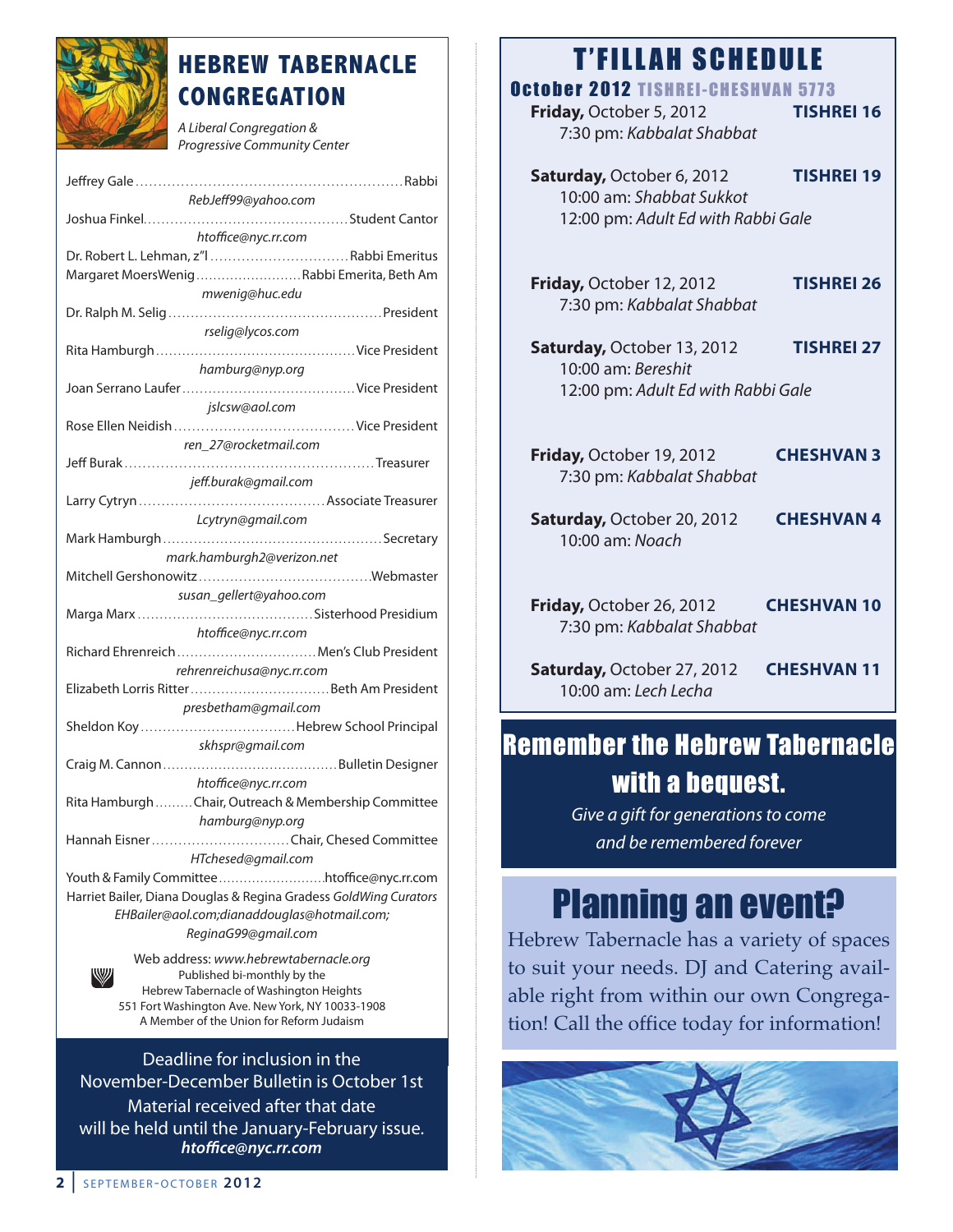# HEBREW TABERNACLE CONGREGATION

*A Liberal Congregation & Progressive Community Center*

Jeffrey Gale .......... Rabbi
*RebJeff99@yahoo.com*

Joshua Finkel .......... Student Cantor
*htoffice@nyc.rr.com*

Dr. Robert L. Lehman, z"l .......... Rabbi Emeritus

Margaret MoersWenig .......... Rabbi Emerita, Beth Am
*mwenig@huc.edu*

Dr. Ralph M. Selig .......... President
*rselig@lycos.com*

Rita Hamburgh .......... Vice President
*hamburg@nyp.org*

Joan Serrano Laufer .......... Vice President
*jslcsw@aol.com*

Rose Ellen Neidish .......... Vice President
*ren_27@rocketmail.com*

Jeff Burak .......... Treasurer
*jeff.burak@gmail.com*

Larry Cytryn .......... Associate Treasurer
*Lcytryn@gmail.com*

Mark Hamburgh .......... Secretary
*mark.hamburgh2@verizon.net*

Mitchell Gershonowitz .......... Webmaster
*susan_gellert@yahoo.com*

Marga Marx .......... Sisterhood Presidium
*htoffice@nyc.rr.com*

Richard Ehrenreich .......... Men's Club President
*rehrenreichusa@nyc.rr.com*

Elizabeth Lorris Ritter .......... Beth Am President
*presbetham@gmail.com*

Sheldon Koy .......... Hebrew School Principal
*skhspr@gmail.com*

Craig M. Cannon .......... Bulletin Designer
*htoffice@nyc.rr.com*

Rita Hamburgh .......... Chair, Outreach & Membership Committee
*hamburg@nyp.org*

Hannah Eisner .......... Chair, Chesed Committee
*HTchesed@gmail.com*

Youth & Family Committee .......... htoffice@nyc.rr.com

Harriet Bailer, Diana Douglas & Regina Gradess *GoldWing Curators*
*EHBailer@aol.com;dianaddouglas@hotmail.com; ReginaG99@gmail.com*

Web address: *www.hebrewtabernacle.org*
Published bi-monthly by the
Hebrew Tabernacle of Washington Heights
551 Fort Washington Ave. New York, NY 10033-1908
A Member of the Union for Reform Judaism

Deadline for inclusion in the November-December Bulletin is October 1st
Material received after that date will be held until the January-February issue.
***htoffice@nyc.rr.com***

# T'FILLAH SCHEDULE

## October 2012 TISHREI-CHESHVAN 5773

**Friday,** October 5, 2012 — **TISHREI 16**
7:30 pm: *Kabbalat Shabbat*

**Saturday,** October 6, 2012 — **TISHREI 19**
10:00 am: *Shabbat Sukkot*
12:00 pm: *Adult Ed with Rabbi Gale*

**Friday,** October 12, 2012 — **TISHREI 26**
7:30 pm: *Kabbalat Shabbat*

**Saturday,** October 13, 2012 — **TISHREI 27**
10:00 am: *Bereshit*
12:00 pm: *Adult Ed with Rabbi Gale*

**Friday,** October 19, 2012 — **CHESHVAN 3**
7:30 pm: *Kabbalat Shabbat*

**Saturday,** October 20, 2012 — **CHESHVAN 4**
10:00 am: *Noach*

**Friday,** October 26, 2012 — **CHESHVAN 10**
7:30 pm: *Kabbalat Shabbat*

**Saturday,** October 27, 2012 — **CHESHVAN 11**
10:00 am: *Lech Lecha*

## Remember the Hebrew Tabernacle with a bequest.

*Give a gift for generations to come and be remembered forever*

## Planning an event?

Hebrew Tabernacle has a variety of spaces to suit your needs. DJ and Catering available right from within our own Congregation! Call the office today for information!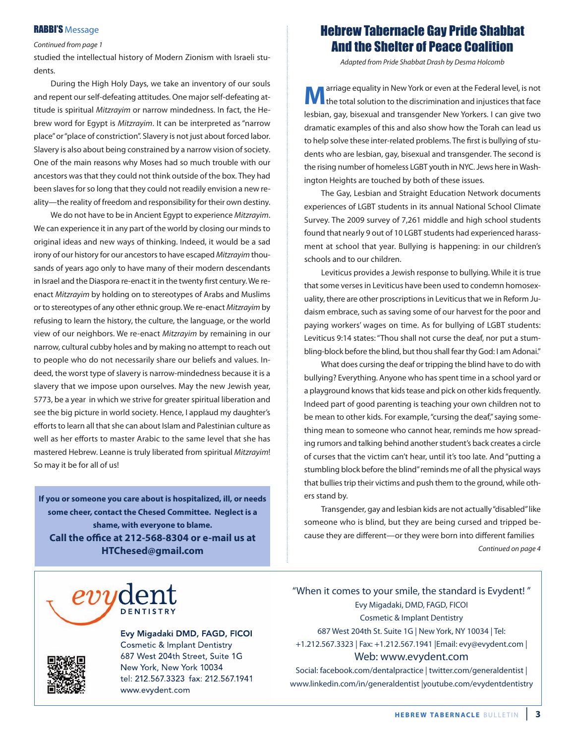**RABBI'S** Message

*Continued from page 1*

studied the intellectual history of Modern Zionism with Israeli students.

During the High Holy Days, we take an inventory of our souls and repent our self-defeating attitudes. One major self-defeating attitude is spiritual *Mitzrayim* or narrow mindedness. In fact, the Hebrew word for Egypt is *Mitzrayim*. It can be interpreted as "narrow place" or "place of constriction". Slavery is not just about forced labor. Slavery is also about being constrained by a narrow vision of society. One of the main reasons why Moses had so much trouble with our ancestors was that they could not think outside of the box. They had been slaves for so long that they could not readily envision a new reality—the reality of freedom and responsibility for their own destiny.

We do not have to be in Ancient Egypt to experience *Mitzrayim*. We can experience it in any part of the world by closing our minds to original ideas and new ways of thinking. Indeed, it would be a sad irony of our history for our ancestors to have escaped *Mitzrayim* thousands of years ago only to have many of their modern descendants in Israel and the Diaspora re-enact it in the twenty first century. We re-enact *Mitzrayim* by holding on to stereotypes of Arabs and Muslims or to stereotypes of any other ethnic group. We re-enact *Mitzrayim* by refusing to learn the history, the culture, the language, or the world view of our neighbors. We re-enact *Mitzrayim* by remaining in our narrow, cultural cubby holes and by making no attempt to reach out to people who do not necessarily share our beliefs and values. Indeed, the worst type of slavery is narrow-mindedness because it is a slavery that we impose upon ourselves. May the new Jewish year, 5773, be a year in which we strive for greater spiritual liberation and see the big picture in world society. Hence, I applaud my daughter's efforts to learn all that she can about Islam and Palestinian culture as well as her efforts to master Arabic to the same level that she has mastered Hebrew. Leanne is truly liberated from spiritual *Mitzrayim*! So may it be for all of us!

**If you or someone you care about is hospitalized, ill, or needs some cheer, contact the Chesed Committee. Neglect is a shame, with everyone to blame.**
**Call the office at 212-568-8304 or e-mail us at HTChesed@gmail.com**

# Hebrew Tabernacle Gay Pride Shabbat And the Shelter of Peace Coalition

*Adapted from Pride Shabbat Drash by Desma Holcomb*

Marriage equality in New York or even at the Federal level, is not the total solution to the discrimination and injustices that face lesbian, gay, bisexual and transgender New Yorkers. I can give two dramatic examples of this and also show how the Torah can lead us to help solve these inter-related problems. The first is bullying of students who are lesbian, gay, bisexual and transgender. The second is the rising number of homeless LGBT youth in NYC. Jews here in Washington Heights are touched by both of these issues.

The Gay, Lesbian and Straight Education Network documents experiences of LGBT students in its annual National School Climate Survey. The 2009 survey of 7,261 middle and high school students found that nearly 9 out of 10 LGBT students had experienced harassment at school that year. Bullying is happening: in our children's schools and to our children.

Leviticus provides a Jewish response to bullying. While it is true that some verses in Leviticus have been used to condemn homosexuality, there are other proscriptions in Leviticus that we in Reform Judaism embrace, such as saving some of our harvest for the poor and paying workers' wages on time. As for bullying of LGBT students: Leviticus 9:14 states: "Thou shall not curse the deaf, nor put a stumbling-block before the blind, but thou shall fear thy God: I am Adonai."

What does cursing the deaf or tripping the blind have to do with bullying? Everything. Anyone who has spent time in a school yard or a playground knows that kids tease and pick on other kids frequently. Indeed part of good parenting is teaching your own children not to be mean to other kids. For example, "cursing the deaf," saying something mean to someone who cannot hear, reminds me how spreading rumors and talking behind another student's back creates a circle of curses that the victim can't hear, until it's too late. And "putting a stumbling block before the blind" reminds me of all the physical ways that bullies trip their victims and push them to the ground, while others stand by.

Transgender, gay and lesbian kids are not actually "disabled" like someone who is blind, but they are being cursed and tripped because they are different—or they were born into different families

*Continued on page 4*

evydent DENTISTRY

Evy Migadaki DMD, FAGD, FICOI
Cosmetic & Implant Dentistry
687 West 204th Street, Suite 1G
New York, New York 10034
tel: 212.567.3323 fax: 212.567.1941
www.evydent.com

"When it comes to your smile, the standard is Evydent! "
Evy Migadaki, DMD, FAGD, FICOI
Cosmetic & Implant Dentistry
687 West 204th St. Suite 1G | New York, NY 10034 | Tel: +1.212.567.3323 | Fax: +1.212.567.1941 |Email: evy@evydent.com |
Web: www.evydent.com
Social: facebook.com/dentalpractice | twitter.com/generaldentist | www.linkedin.com/in/generaldentist |youtube.com/evydentdentistry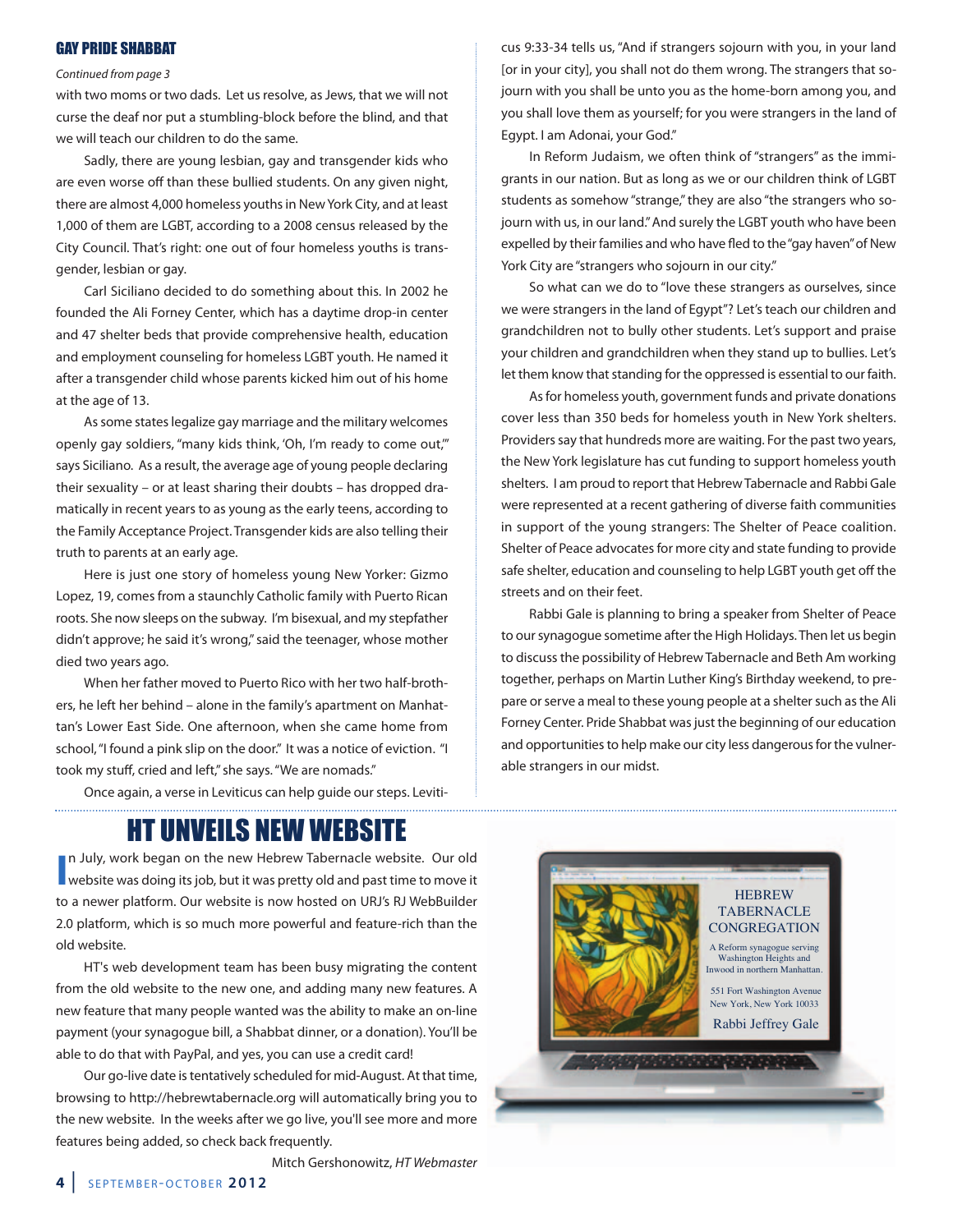## GAY PRIDE SHABBAT

*Continued from page 3*

with two moms or two dads. Let us resolve, as Jews, that we will not curse the deaf nor put a stumbling-block before the blind, and that we will teach our children to do the same.

Sadly, there are young lesbian, gay and transgender kids who are even worse off than these bullied students. On any given night, there are almost 4,000 homeless youths in New York City, and at least 1,000 of them are LGBT, according to a 2008 census released by the City Council. That's right: one out of four homeless youths is transgender, lesbian or gay.

Carl Siciliano decided to do something about this. In 2002 he founded the Ali Forney Center, which has a daytime drop-in center and 47 shelter beds that provide comprehensive health, education and employment counseling for homeless LGBT youth. He named it after a transgender child whose parents kicked him out of his home at the age of 13.

As some states legalize gay marriage and the military welcomes openly gay soldiers, "many kids think, 'Oh, I'm ready to come out,'" says Siciliano. As a result, the average age of young people declaring their sexuality – or at least sharing their doubts – has dropped dramatically in recent years to as young as the early teens, according to the Family Acceptance Project. Transgender kids are also telling their truth to parents at an early age.

Here is just one story of homeless young New Yorker: Gizmo Lopez, 19, comes from a staunchly Catholic family with Puerto Rican roots. She now sleeps on the subway. I'm bisexual, and my stepfather didn't approve; he said it's wrong," said the teenager, whose mother died two years ago.

When her father moved to Puerto Rico with her two half-brothers, he left her behind – alone in the family's apartment on Manhattan's Lower East Side. One afternoon, when she came home from school, "I found a pink slip on the door." It was a notice of eviction. "I took my stuff, cried and left," she says. "We are nomads."

Once again, a verse in Leviticus can help guide our steps. Leviticus 9:33-34 tells us, "And if strangers sojourn with you, in your land [or in your city], you shall not do them wrong. The strangers that sojourn with you shall be unto you as the home-born among you, and you shall love them as yourself; for you were strangers in the land of Egypt. I am Adonai, your God."

In Reform Judaism, we often think of "strangers" as the immigrants in our nation. But as long as we or our children think of LGBT students as somehow "strange," they are also "the strangers who sojourn with us, in our land." And surely the LGBT youth who have been expelled by their families and who have fled to the "gay haven" of New York City are "strangers who sojourn in our city."

So what can we do to "love these strangers as ourselves, since we were strangers in the land of Egypt"? Let's teach our children and grandchildren not to bully other students. Let's support and praise your children and grandchildren when they stand up to bullies. Let's let them know that standing for the oppressed is essential to our faith.

As for homeless youth, government funds and private donations cover less than 350 beds for homeless youth in New York shelters. Providers say that hundreds more are waiting. For the past two years, the New York legislature has cut funding to support homeless youth shelters. I am proud to report that Hebrew Tabernacle and Rabbi Gale were represented at a recent gathering of diverse faith communities in support of the young strangers: The Shelter of Peace coalition. Shelter of Peace advocates for more city and state funding to provide safe shelter, education and counseling to help LGBT youth get off the streets and on their feet.

Rabbi Gale is planning to bring a speaker from Shelter of Peace to our synagogue sometime after the High Holidays. Then let us begin to discuss the possibility of Hebrew Tabernacle and Beth Am working together, perhaps on Martin Luther King's Birthday weekend, to prepare or serve a meal to these young people at a shelter such as the Ali Forney Center. Pride Shabbat was just the beginning of our education and opportunities to help make our city less dangerous for the vulnerable strangers in our midst.

## HT UNVEILS NEW WEBSITE

In July, work began on the new Hebrew Tabernacle website. Our old website was doing its job, but it was pretty old and past time to move it to a newer platform. Our website is now hosted on URJ's RJ WebBuilder 2.0 platform, which is so much more powerful and feature-rich than the old website.

HT's web development team has been busy migrating the content from the old website to the new one, and adding many new features. A new feature that many people wanted was the ability to make an on-line payment (your synagogue bill, a Shabbat dinner, or a donation). You'll be able to do that with PayPal, and yes, you can use a credit card!

Our go-live date is tentatively scheduled for mid-August. At that time, browsing to http://hebrewtabernacle.org will automatically bring you to the new website. In the weeks after we go live, you'll see more and more features being added, so check back frequently.

Mitch Gershonowitz, *HT Webmaster*

HEBREW TABERNACLE CONGREGATION

A Reform synagogue serving Washington Heights and Inwood in northern Manhattan.

551 Fort Washington Avenue
New York, New York 10033

Rabbi Jeffrey Gale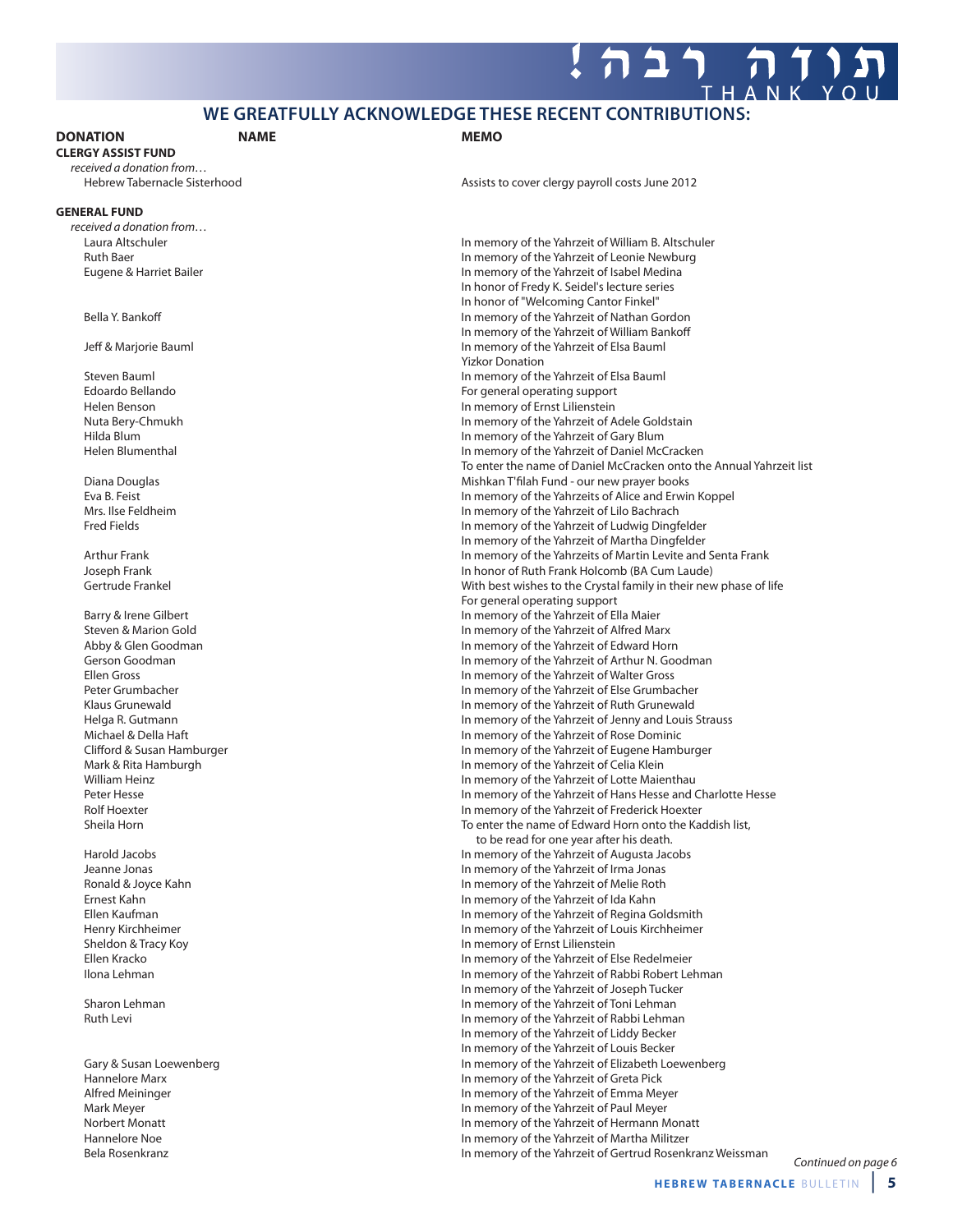# תודה רבה! THANK YOU

## WE GREATFULLY ACKNOWLEDGE THESE RECENT CONTRIBUTIONS:

| DONATION | NAME | MEMO |
|---|---|---|
| **CLERGY ASSIST FUND** | | |
| *received a donation from…* | | |
| | Hebrew Tabernacle Sisterhood | Assists to cover clergy payroll costs June 2012 |
| **GENERAL FUND** | | |
| *received a donation from…* | | |
| | Laura Altschuler | In memory of the Yahrzeit of William B. Altschuler |
| | Ruth Baer | In memory of the Yahrzeit of Leonie Newburg |
| | Eugene & Harriet Bailer | In memory of the Yahrzeit of Isabel Medina |
| | | In honor of Fredy K. Seidel's lecture series |
| | | In honor of "Welcoming Cantor Finkel" |
| | Bella Y. Bankoff | In memory of the Yahrzeit of Nathan Gordon |
| | | In memory of the Yahrzeit of William Bankoff |
| | Jeff & Marjorie Bauml | In memory of the Yahrzeit of Elsa Bauml |
| | | Yizkor Donation |
| | Steven Bauml | In memory of the Yahrzeit of Elsa Bauml |
| | Edoardo Bellando | For general operating support |
| | Helen Benson | In memory of Ernst Lilienstein |
| | Nuta Bery-Chmukh | In memory of the Yahrzeit of Adele Goldstain |
| | Hilda Blum | In memory of the Yahrzeit of Gary Blum |
| | Helen Blumenthal | In memory of the Yahrzeit of Daniel McCracken |
| | | To enter the name of Daniel McCracken onto the Annual Yahrzeit list |
| | Diana Douglas | Mishkan T'filah Fund - our new prayer books |
| | Eva B. Feist | In memory of the Yahrzeits of Alice and Erwin Koppel |
| | Mrs. Ilse Feldheim | In memory of the Yahrzeit of Lilo Bachrach |
| | Fred Fields | In memory of the Yahrzeit of Ludwig Dingfelder |
| | | In memory of the Yahrzeit of Martha Dingfelder |
| | Arthur Frank | In memory of the Yahrzeits of Martin Levite and Senta Frank |
| | Joseph Frank | In honor of Ruth Frank Holcomb (BA Cum Laude) |
| | Gertrude Frankel | With best wishes to the Crystal family in their new phase of life |
| | | For general operating support |
| | Barry & Irene Gilbert | In memory of the Yahrzeit of Ella Maier |
| | Steven & Marion Gold | In memory of the Yahrzeit of Alfred Marx |
| | Abby & Glen Goodman | In memory of the Yahrzeit of Edward Horn |
| | Gerson Goodman | In memory of the Yahrzeit of Arthur N. Goodman |
| | Ellen Gross | In memory of the Yahrzeit of Walter Gross |
| | Peter Grumbacher | In memory of the Yahrzeit of Else Grumbacher |
| | Klaus Grunewald | In memory of the Yahrzeit of Ruth Grunewald |
| | Helga R. Gutmann | In memory of the Yahrzeit of Jenny and Louis Strauss |
| | Michael & Della Haft | In memory of the Yahrzeit of Rose Dominic |
| | Clifford & Susan Hamburger | In memory of the Yahrzeit of Eugene Hamburger |
| | Mark & Rita Hamburgh | In memory of the Yahrzeit of Celia Klein |
| | William Heinz | In memory of the Yahrzeit of Lotte Maienthau |
| | Peter Hesse | In memory of the Yahrzeit of Hans Hesse and Charlotte Hesse |
| | Rolf Hoexter | In memory of the Yahrzeit of Frederick Hoexter |
| | Sheila Horn | To enter the name of Edward Horn onto the Kaddish list, to be read for one year after his death. |
| | Harold Jacobs | In memory of the Yahrzeit of Augusta Jacobs |
| | Jeanne Jonas | In memory of the Yahrzeit of Irma Jonas |
| | Ronald & Joyce Kahn | In memory of the Yahrzeit of Melie Roth |
| | Ernest Kahn | In memory of the Yahrzeit of Ida Kahn |
| | Ellen Kaufman | In memory of the Yahrzeit of Regina Goldsmith |
| | Henry Kirchheimer | In memory of the Yahrzeit of Louis Kirchheimer |
| | Sheldon & Tracy Koy | In memory of Ernst Lilienstein |
| | Ellen Kracko | In memory of the Yahrzeit of Else Redelmeier |
| | Ilona Lehman | In memory of the Yahrzeit of Rabbi Robert Lehman |
| | | In memory of the Yahrzeit of Joseph Tucker |
| | Sharon Lehman | In memory of the Yahrzeit of Toni Lehman |
| | Ruth Levi | In memory of the Yahrzeit of Rabbi Lehman |
| | | In memory of the Yahrzeit of Liddy Becker |
| | | In memory of the Yahrzeit of Louis Becker |
| | Gary & Susan Loewenberg | In memory of the Yahrzeit of Elizabeth Loewenberg |
| | Hannelore Marx | In memory of the Yahrzeit of Greta Pick |
| | Alfred Meininger | In memory of the Yahrzeit of Emma Meyer |
| | Mark Meyer | In memory of the Yahrzeit of Paul Meyer |
| | Norbert Monatt | In memory of the Yahrzeit of Hermann Monatt |
| | Hannelore Noe | In memory of the Yahrzeit of Martha Militzer |
| | Bela Rosenkranz | In memory of the Yahrzeit of Gertrud Rosenkranz Weissman |

*Continued on page 6*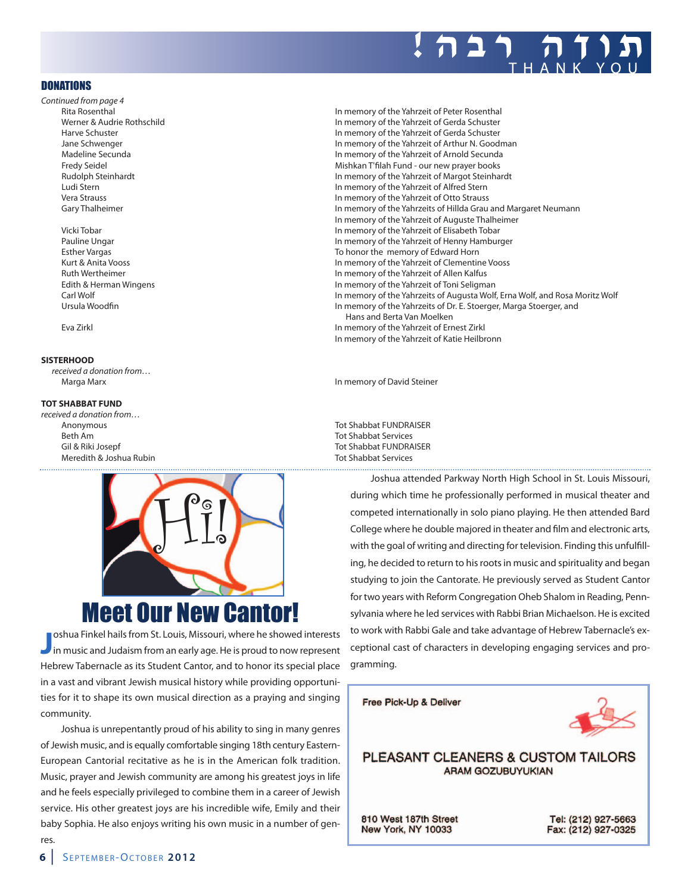# תודה רבה! THANK YOU

## DONATIONS

*Continued from page 4*

| Donor | Dedication |
|---|---|
| Rita Rosenthal | In memory of the Yahrzeit of Peter Rosenthal |
| Werner & Audrie Rothschild | In memory of the Yahrzeit of Gerda Schuster |
| Harve Schuster | In memory of the Yahrzeit of Gerda Schuster |
| Jane Schwenger | In memory of the Yahrzeit of Arthur N. Goodman |
| Madeline Secunda | In memory of the Yahrzeit of Arnold Secunda |
| Fredy Seidel | Mishkan T'filah Fund - our new prayer books |
| Rudolph Steinhardt | In memory of the Yahrzeit of Margot Steinhardt |
| Ludi Stern | In memory of the Yahrzeit of Alfred Stern |
| Vera Strauss | In memory of the Yahrzeit of Otto Strauss |
| Gary Thalheimer | In memory of the Yahrzeits of Hillda Grau and Margaret Neumann |
| | In memory of the Yahrzeit of Auguste Thalheimer |
| Vicki Tobar | In memory of the Yahrzeit of Elisabeth Tobar |
| Pauline Ungar | In memory of the Yahrzeit of Henny Hamburger |
| Esther Vargas | To honor the memory of Edward Horn |
| Kurt & Anita Vooss | In memory of the Yahrzeit of Clementine Vooss |
| Ruth Wertheimer | In memory of the Yahrzeit of Allen Kalfus |
| Edith & Herman Wingens | In memory of the Yahrzeit of Toni Seligman |
| Carl Wolf | In memory of the Yahrzeits of Augusta Wolf, Erna Wolf, and Rosa Moritz Wolf |
| Ursula Woodfin | In memory of the Yahrzeits of Dr. E. Stoerger, Marga Stoerger, and Hans and Berta Van Moelken |
| Eva Zirkl | In memory of the Yahrzeit of Ernest Zirkl |
| | In memory of the Yahrzeit of Katie Heilbronn |

**SISTERHOOD**

*received a donation from…*

| Donor | Dedication |
|---|---|
| Marga Marx | In memory of David Steiner |

**TOT SHABBAT FUND**

*received a donation from…*

| Donor | Dedication |
|---|---|
| Anonymous | Tot Shabbat FUNDRAISER |
| Beth Am | Tot Shabbat Services |
| Gil & Riki Josepf | Tot Shabbat FUNDRAISER |
| Meredith & Joshua Rubin | Tot Shabbat Services |

# Meet Our New Cantor!

Joshua Finkel hails from St. Louis, Missouri, where he showed interests in music and Judaism from an early age. He is proud to now represent Hebrew Tabernacle as its Student Cantor, and to honor its special place in a vast and vibrant Jewish musical history while providing opportunities for it to shape its own musical direction as a praying and singing community.

Joshua is unrepentantly proud of his ability to sing in many genres of Jewish music, and is equally comfortable singing 18th century Eastern-European Cantorial recitative as he is in the American folk tradition. Music, prayer and Jewish community are among his greatest joys in life and he feels especially privileged to combine them in a career of Jewish service. His other greatest joys are his incredible wife, Emily and their baby Sophia. He also enjoys writing his own music in a number of genres.

Joshua attended Parkway North High School in St. Louis Missouri, during which time he professionally performed in musical theater and competed internationally in solo piano playing. He then attended Bard College where he double majored in theater and film and electronic arts, with the goal of writing and directing for television. Finding this unfulfilling, he decided to return to his roots in music and spirituality and began studying to join the Cantorate. He previously served as Student Cantor for two years with Reform Congregation Oheb Shalom in Reading, Pennsylvania where he led services with Rabbi Brian Michaelson. He is excited to work with Rabbi Gale and take advantage of Hebrew Tabernacle's exceptional cast of characters in developing engaging services and programming.

Free Pick-Up & Deliver

**PLEASANT CLEANERS & CUSTOM TAILORS**
ARAM GOZUBUYUKIAN

810 West 187th Street
New York, NY 10033

Tel: (212) 927-5663
Fax: (212) 927-0325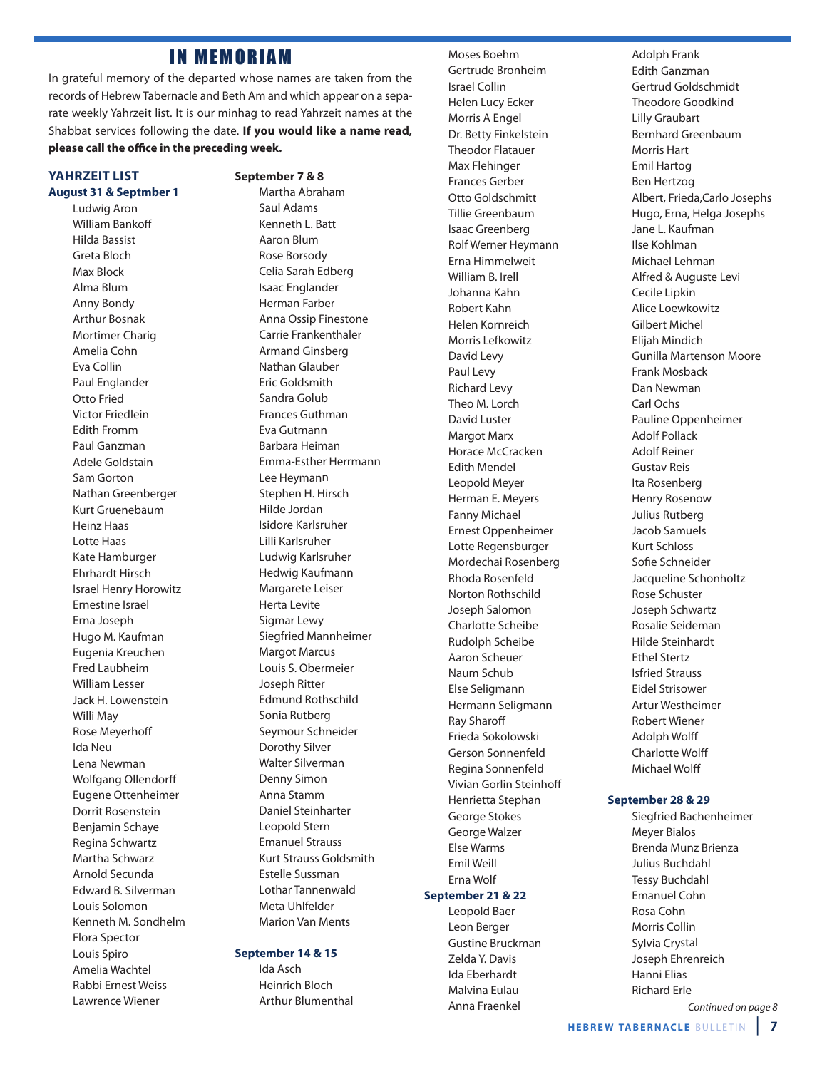# IN MEMORIAM

In grateful memory of the departed whose names are taken from the records of Hebrew Tabernacle and Beth Am and which appear on a separate weekly Yahrzeit list. It is our minhag to read Yahrzeit names at the Shabbat services following the date. **If you would like a name read, please call the office in the preceding week.**

## YAHRZEIT LIST

### August 31 & Septmber 1

Ludwig Aron
William Bankoff
Hilda Bassist
Greta Bloch
Max Block
Alma Blum
Anny Bondy
Arthur Bosnak
Mortimer Charig
Amelia Cohn
Eva Collin
Paul Englander
Otto Fried
Victor Friedlein
Edith Fromm
Paul Ganzman
Adele Goldstain
Sam Gorton
Nathan Greenberger
Kurt Gruenebaum
Heinz Haas
Lotte Haas
Kate Hamburger
Ehrhardt Hirsch
Israel Henry Horowitz
Ernestine Israel
Erna Joseph
Hugo M. Kaufman
Eugenia Kreuchen
Fred Laubheim
William Lesser
Jack H. Lowenstein
Willi May
Rose Meyerhoff
Ida Neu
Lena Newman
Wolfgang Ollendorff
Eugene Ottenheimer
Dorrit Rosenstein
Benjamin Schaye
Regina Schwartz
Martha Schwarz
Arnold Secunda
Edward B. Silverman
Louis Solomon
Kenneth M. Sondhelm
Flora Spector
Louis Spiro
Amelia Wachtel
Rabbi Ernest Weiss
Lawrence Wiener

### September 7 & 8

Martha Abraham
Saul Adams
Kenneth L. Batt
Aaron Blum
Rose Borsody
Celia Sarah Edberg
Isaac Englander
Herman Farber
Anna Ossip Finestone
Carrie Frankenthaler
Armand Ginsberg
Nathan Glauber
Eric Goldsmith
Sandra Golub
Frances Guthman
Eva Gutmann
Barbara Heiman
Emma-Esther Herrmann
Lee Heymann
Stephen H. Hirsch
Hilde Jordan
Isidore Karlsruher
Lilli Karlsruher
Ludwig Karlsruher
Hedwig Kaufmann
Margarete Leiser
Herta Levite
Sigmar Lewy
Siegfried Mannheimer
Margot Marcus
Louis S. Obermeier
Joseph Ritter
Edmund Rothschild
Sonia Rutberg
Seymour Schneider
Dorothy Silver
Walter Silverman
Denny Simon
Anna Stamm
Daniel Steinharter
Leopold Stern
Emanuel Strauss
Kurt Strauss Goldsmith
Estelle Sussman
Lothar Tannenwald
Meta Uhlfelder
Marion Van Ments

### September 14 & 15

Ida Asch
Heinrich Bloch
Arthur Blumenthal
Moses Boehm
Gertrude Bronheim
Israel Collin
Helen Lucy Ecker
Morris A Engel
Dr. Betty Finkelstein
Theodor Flatauer
Max Flehinger
Frances Gerber
Otto Goldschmitt
Tillie Greenbaum
Isaac Greenberg
Rolf Werner Heymann
Erna Himmelweit
William B. Irell
Johanna Kahn
Robert Kahn
Helen Kornreich
Morris Lefkowitz
David Levy
Paul Levy
Richard Levy
Theo M. Lorch
David Luster
Margot Marx
Horace McCracken
Edith Mendel
Leopold Meyer
Herman E. Meyers
Fanny Michael
Ernest Oppenheimer
Lotte Regensburger
Mordechai Rosenberg
Rhoda Rosenfeld
Norton Rothschild
Joseph Salomon
Charlotte Scheibe
Rudolph Scheibe
Aaron Scheuer
Naum Schub
Else Seligmann
Hermann Seligmann
Ray Sharoff
Frieda Sokolowski
Gerson Sonnenfeld
Regina Sonnenfeld
Vivian Gorlin Steinhoff
Henrietta Stephan
George Stokes
George Walzer
Else Warms
Emil Weill
Erna Wolf

### September 21 & 22

Leopold Baer
Leon Berger
Gustine Bruckman
Zelda Y. Davis
Ida Eberhardt
Malvina Eulau
Anna Fraenkel
Adolph Frank
Edith Ganzman
Gertrud Goldschmidt
Theodore Goodkind
Lilly Graubart
Bernhard Greenbaum
Morris Hart
Emil Hartog
Ben Hertzog
Albert, Frieda,Carlo Josephs
Hugo, Erna, Helga Josephs
Jane L. Kaufman
Ilse Kohlman
Michael Lehman
Alfred & Auguste Levi
Cecile Lipkin
Alice Loewkowitz
Gilbert Michel
Elijah Mindich
Gunilla Martenson Moore
Frank Mosback
Dan Newman
Carl Ochs
Pauline Oppenheimer
Adolf Pollack
Adolf Reiner
Gustav Reis
Ita Rosenberg
Henry Rosenow
Julius Rutberg
Jacob Samuels
Kurt Schloss
Sofie Schneider
Jacqueline Schonholtz
Rose Schuster
Joseph Schwartz
Rosalie Seideman
Hilde Steinhardt
Ethel Stertz
Isfried Strauss
Eidel Strisower
Artur Westheimer
Robert Wiener
Adolph Wolff
Charlotte Wolff
Michael Wolff

### September 28 & 29

Siegfried Bachenheimer
Meyer Bialos
Brenda Munz Brienza
Julius Buchdahl
Tessy Buchdahl
Emanuel Cohn
Rosa Cohn
Morris Collin
Sylvia Crystal
Joseph Ehrenreich
Hanni Elias
Richard Erle

*Continued on page 8*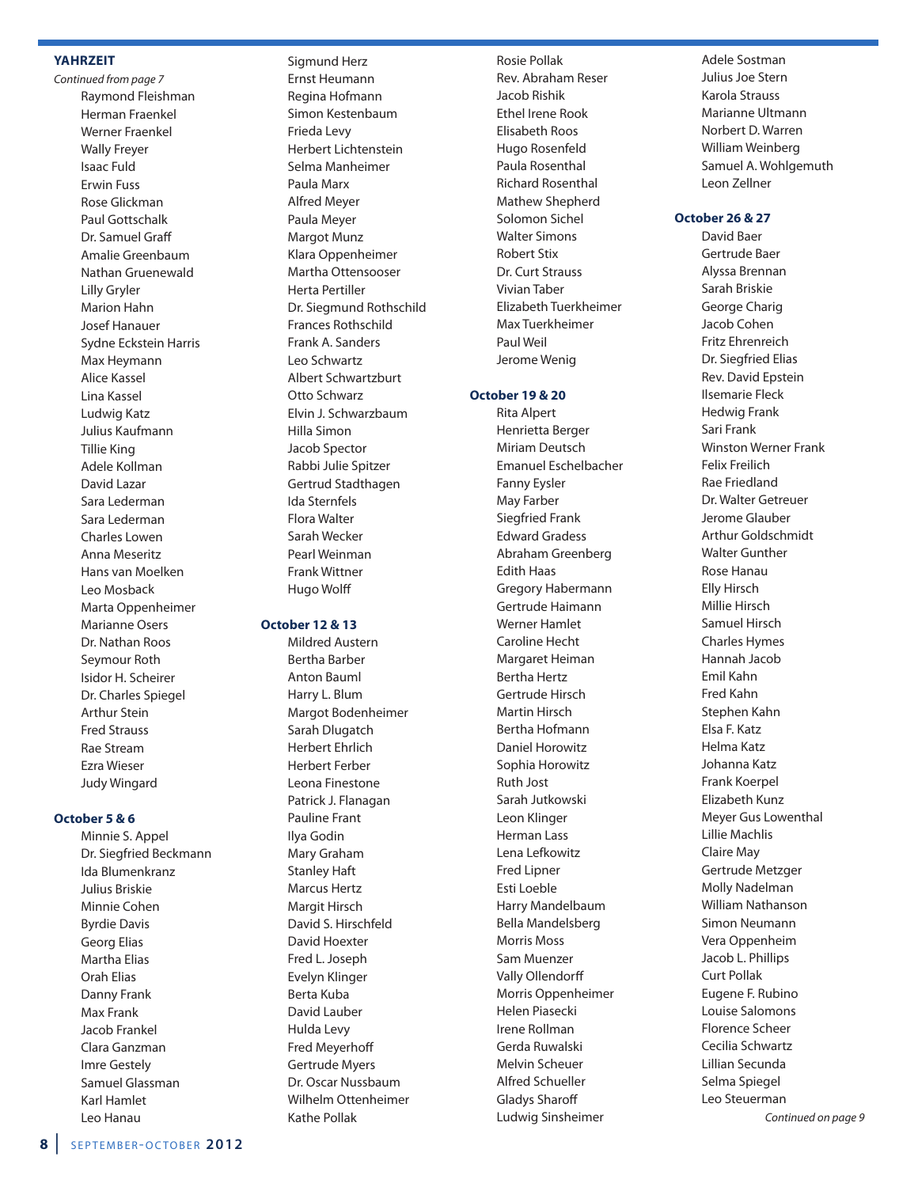## YAHRZEIT

*Continued from page 7*

Raymond Fleishman
Herman Fraenkel
Werner Fraenkel
Wally Freyer
Isaac Fuld
Erwin Fuss
Rose Glickman
Paul Gottschalk
Dr. Samuel Graff
Amalie Greenbaum
Nathan Gruenewald
Lilly Gryler
Marion Hahn
Josef Hanauer
Sydne Eckstein Harris
Max Heymann
Alice Kassel
Lina Kassel
Ludwig Katz
Julius Kaufmann
Tillie King
Adele Kollman
David Lazar
Sara Lederman
Sara Lederman
Charles Lowen
Anna Meseritz
Hans van Moelken
Leo Mosback
Marta Oppenheimer
Marianne Osers
Dr. Nathan Roos
Seymour Roth
Isidor H. Scheirer
Dr. Charles Spiegel
Arthur Stein
Fred Strauss
Rae Stream
Ezra Wieser
Judy Wingard

**October 5 & 6**

Minnie S. Appel
Dr. Siegfried Beckmann
Ida Blumenkranz
Julius Briskie
Minnie Cohen
Byrdie Davis
Georg Elias
Martha Elias
Orah Elias
Danny Frank
Max Frank
Jacob Frankel
Clara Ganzman
Imre Gestely
Samuel Glassman
Karl Hamlet
Leo Hanau
Sigmund Herz
Ernst Heumann
Regina Hofmann
Simon Kestenbaum
Frieda Levy
Herbert Lichtenstein
Selma Manheimer
Paula Marx
Alfred Meyer
Paula Meyer
Margot Munz
Klara Oppenheimer
Martha Ottensooser
Herta Pertiller
Dr. Siegmund Rothschild
Frances Rothschild
Frank A. Sanders
Leo Schwartz
Albert Schwartzburt
Otto Schwarz
Elvin J. Schwarzbaum
Hilla Simon
Jacob Spector
Rabbi Julie Spitzer
Gertrud Stadthagen
Ida Sternfels
Flora Walter
Sarah Wecker
Pearl Weinman
Frank Wittner
Hugo Wolff

**October 12 & 13**

Mildred Austern
Bertha Barber
Anton Bauml
Harry L. Blum
Margot Bodenheimer
Sarah Dlugatch
Herbert Ehrlich
Herbert Ferber
Leona Finestone
Patrick J. Flanagan
Pauline Frant
Ilya Godin
Mary Graham
Stanley Haft
Marcus Hertz
Margit Hirsch
David S. Hirschfeld
David Hoexter
Fred L. Joseph
Evelyn Klinger
Berta Kuba
David Lauber
Hulda Levy
Fred Meyerhoff
Gertrude Myers
Dr. Oscar Nussbaum
Wilhelm Ottenheimer
Kathe Pollak
Rosie Pollak
Rev. Abraham Reser
Jacob Rishik
Ethel Irene Rook
Elisabeth Roos
Hugo Rosenfeld
Paula Rosenthal
Richard Rosenthal
Mathew Shepherd
Solomon Sichel
Walter Simons
Robert Stix
Dr. Curt Strauss
Vivian Taber
Elizabeth Tuerkheimer
Max Tuerkheimer
Paul Weil
Jerome Wenig

**October 19 & 20**

Rita Alpert
Henrietta Berger
Miriam Deutsch
Emanuel Eschelbacher
Fanny Eysler
May Farber
Siegfried Frank
Edward Gradess
Abraham Greenberg
Edith Haas
Gregory Habermann
Gertrude Haimann
Werner Hamlet
Caroline Hecht
Margaret Heiman
Bertha Hertz
Gertrude Hirsch
Martin Hirsch
Bertha Hofmann
Daniel Horowitz
Sophia Horowitz
Ruth Jost
Sarah Jutkowski
Leon Klinger
Herman Lass
Lena Lefkowitz
Fred Lipner
Esti Loeble
Harry Mandelbaum
Bella Mandelsberg
Morris Moss
Sam Muenzer
Vally Ollendorff
Morris Oppenheimer
Helen Piasecki
Irene Rollman
Gerda Ruwalski
Melvin Scheuer
Alfred Schueller
Gladys Sharoff
Ludwig Sinsheimer
Adele Sostman
Julius Joe Stern
Karola Strauss
Marianne Ultmann
Norbert D. Warren
William Weinberg
Samuel A. Wohlgemuth
Leon Zellner

**October 26 & 27**

David Baer
Gertrude Baer
Alyssa Brennan
Sarah Briskie
George Charig
Jacob Cohen
Fritz Ehrenreich
Dr. Siegfried Elias
Rev. David Epstein
Ilsemarie Fleck
Hedwig Frank
Sari Frank
Winston Werner Frank
Felix Freilich
Rae Friedland
Dr. Walter Getreuer
Jerome Glauber
Arthur Goldschmidt
Walter Gunther
Rose Hanau
Elly Hirsch
Millie Hirsch
Samuel Hirsch
Charles Hymes
Hannah Jacob
Emil Kahn
Fred Kahn
Stephen Kahn
Elsa F. Katz
Helma Katz
Johanna Katz
Frank Koerpel
Elizabeth Kunz
Meyer Gus Lowenthal
Lillie Machlis
Claire May
Gertrude Metzger
Molly Nadelman
William Nathanson
Simon Neumann
Vera Oppenheim
Jacob L. Phillips
Curt Pollak
Eugene F. Rubino
Louise Salomons
Florence Scheer
Cecilia Schwartz
Lillian Secunda
Selma Spiegel
Leo Steuerman

*Continued on page 9*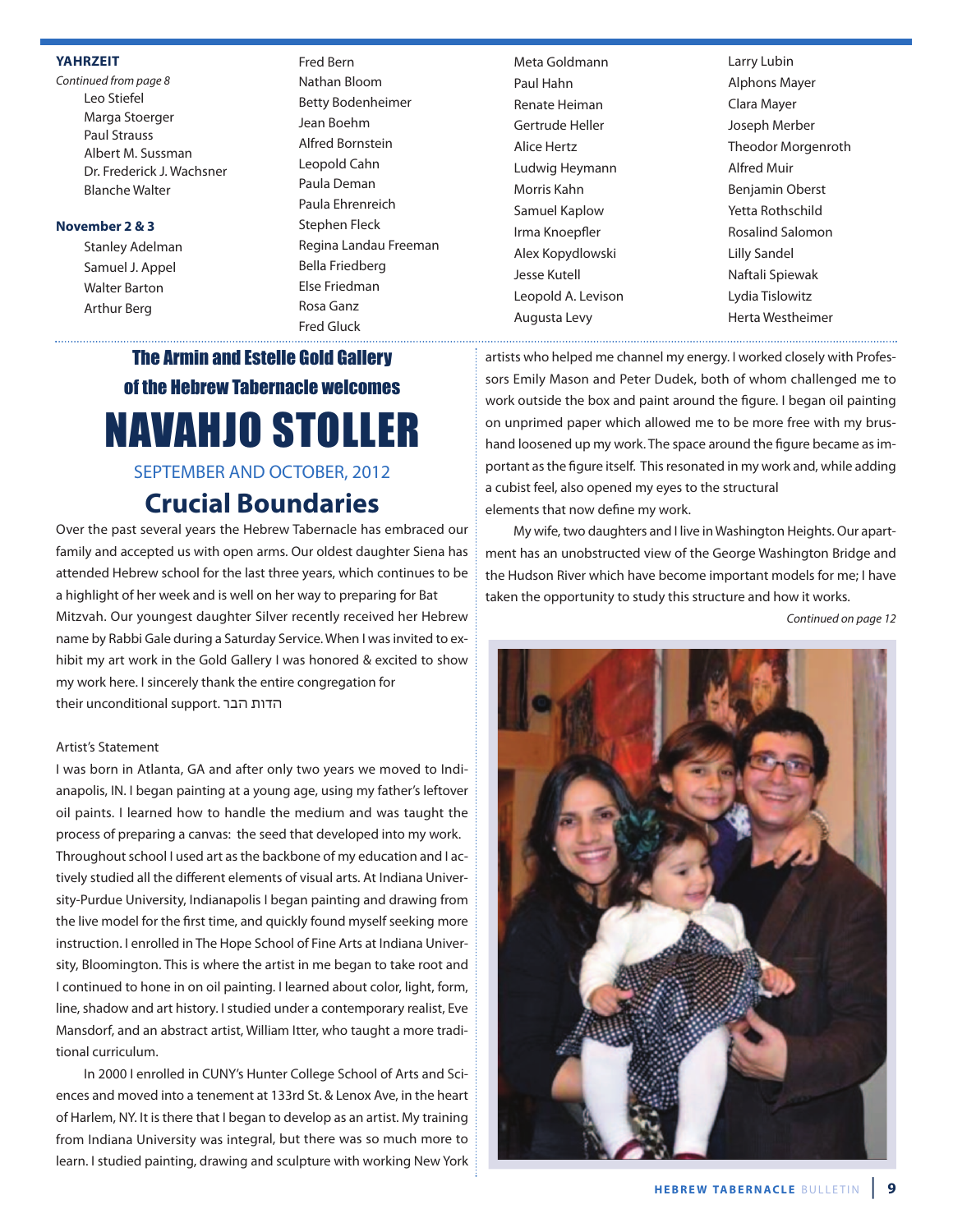**YAHRZEIT**

*Continued from page 8*

Leo Stiefel
Marga Stoerger
Paul Strauss
Albert M. Sussman
Dr. Frederick J. Wachsner
Blanche Walter

**November 2 & 3**

Stanley Adelman
Samuel J. Appel
Walter Barton
Arthur Berg
Fred Bern
Nathan Bloom
Betty Bodenheimer
Jean Boehm
Alfred Bornstein
Leopold Cahn
Paula Deman
Paula Ehrenreich
Stephen Fleck
Regina Landau Freeman
Bella Friedberg
Else Friedman
Rosa Ganz
Fred Gluck
Meta Goldmann
Paul Hahn
Renate Heiman
Gertrude Heller
Alice Hertz
Ludwig Heymann
Morris Kahn
Samuel Kaplow
Irma Knoepfler
Alex Kopydlowski
Jesse Kutell
Leopold A. Levison
Augusta Levy
Larry Lubin
Alphons Mayer
Clara Mayer
Joseph Merber
Theodor Morgenroth
Alfred Muir
Benjamin Oberst
Yetta Rothschild
Rosalind Salomon
Lilly Sandel
Naftali Spiewak
Lydia Tislowitz
Herta Westheimer

## The Armin and Estelle Gold Gallery of the Hebrew Tabernacle welcomes

# NAVAHJO STOLLER

### SEPTEMBER AND OCTOBER, 2012

## Crucial Boundaries

Over the past several years the Hebrew Tabernacle has embraced our family and accepted us with open arms. Our oldest daughter Siena has attended Hebrew school for the last three years, which continues to be a highlight of her week and is well on her way to preparing for Bat Mitzvah. Our youngest daughter Silver recently received her Hebrew name by Rabbi Gale during a Saturday Service. When I was invited to exhibit my art work in the Gold Gallery I was honored & excited to show my work here. I sincerely thank the entire congregation for their unconditional support. הדות הבר

Artist's Statement

I was born in Atlanta, GA and after only two years we moved to Indianapolis, IN. I began painting at a young age, using my father's leftover oil paints. I learned how to handle the medium and was taught the process of preparing a canvas: the seed that developed into my work. Throughout school I used art as the backbone of my education and I actively studied all the different elements of visual arts. At Indiana University-Purdue University, Indianapolis I began painting and drawing from the live model for the first time, and quickly found myself seeking more instruction. I enrolled in The Hope School of Fine Arts at Indiana University, Bloomington. This is where the artist in me began to take root and I continued to hone in on oil painting. I learned about color, light, form, line, shadow and art history. I studied under a contemporary realist, Eve Mansdorf, and an abstract artist, William Itter, who taught a more traditional curriculum.

In 2000 I enrolled in CUNY's Hunter College School of Arts and Sciences and moved into a tenement at 133rd St. & Lenox Ave, in the heart of Harlem, NY. It is there that I began to develop as an artist. My training from Indiana University was integral, but there was so much more to learn. I studied painting, drawing and sculpture with working New York artists who helped me channel my energy. I worked closely with Professors Emily Mason and Peter Dudek, both of whom challenged me to work outside the box and paint around the figure. I began oil painting on unprimed paper which allowed me to be more free with my brushand loosened up my work. The space around the figure became as important as the figure itself. This resonated in my work and, while adding a cubist feel, also opened my eyes to the structural elements that now define my work.

My wife, two daughters and I live in Washington Heights. Our apartment has an unobstructed view of the George Washington Bridge and the Hudson River which have become important models for me; I have taken the opportunity to study this structure and how it works.

*Continued on page 12*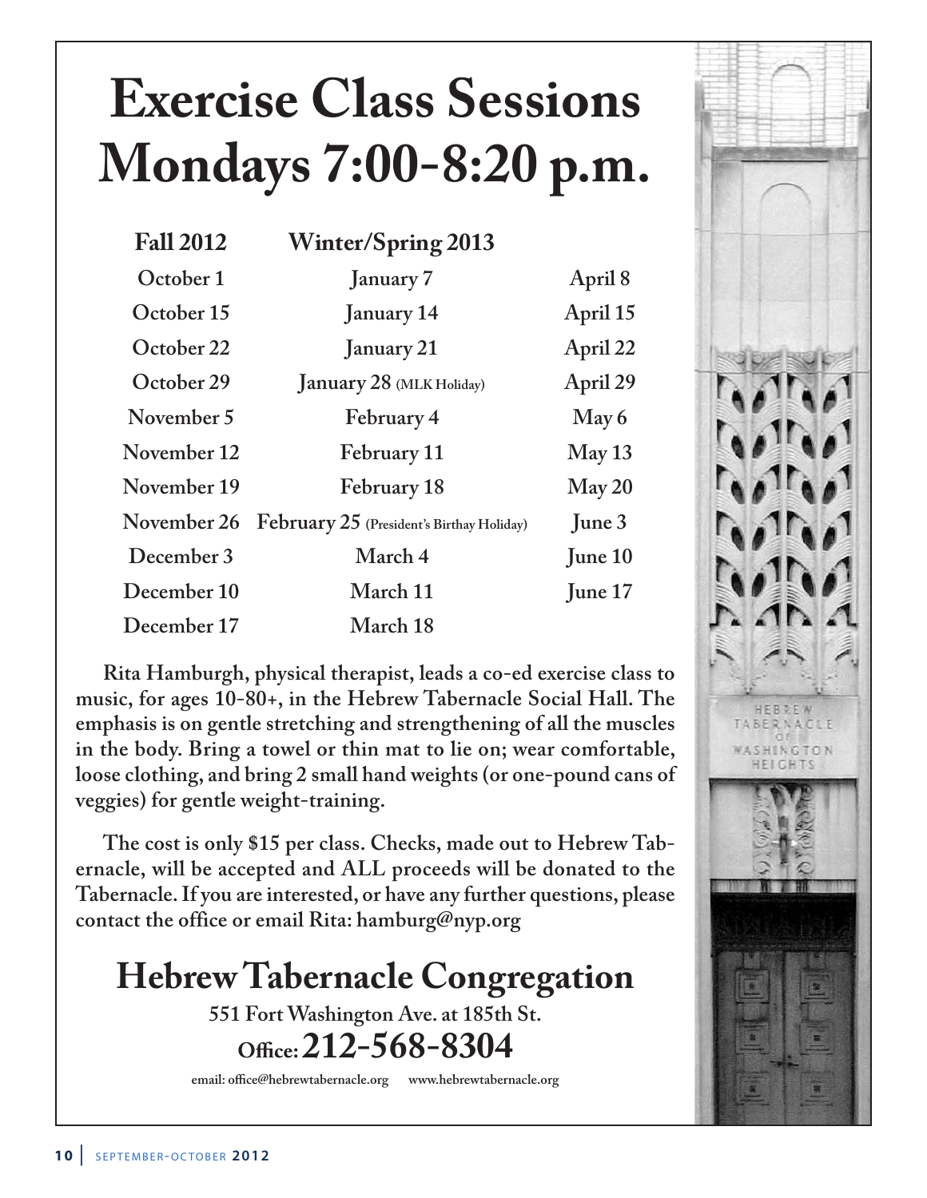# Exercise Class Sessions Mondays 7:00-8:20 p.m.

| Fall 2012 | Winter/Spring 2013 | |
|---|---|---|
| October 1 | January 7 | April 8 |
| October 15 | January 14 | April 15 |
| October 22 | January 21 | April 22 |
| October 29 | January 28 (MLK Holiday) | April 29 |
| November 5 | February 4 | May 6 |
| November 12 | February 11 | May 13 |
| November 19 | February 18 | May 20 |
| November 26 | February 25 (President's Birthay Holiday) | June 3 |
| December 3 | March 4 | June 10 |
| December 10 | March 11 | June 17 |
| December 17 | March 18 | |

**Rita Hamburgh, physical therapist, leads a co-ed exercise class to music, for ages 10-80+, in the Hebrew Tabernacle Social Hall. The emphasis is on gentle stretching and strengthening of all the muscles in the body. Bring a towel or thin mat to lie on; wear comfortable, loose clothing, and bring 2 small hand weights (or one-pound cans of veggies) for gentle weight-training.**

**The cost is only $15 per class. Checks, made out to Hebrew Tabernacle, will be accepted and ALL proceeds will be donated to the Tabernacle. If you are interested, or have any further questions, please contact the office or email Rita: hamburg@nyp.org**

## Hebrew Tabernacle Congregation

**551 Fort Washington Ave. at 185th St.**

**Office: 212-568-8304**

**email: office@hebrewtabernacle.org www.hebrewtabernacle.org**

HEBREW TABERNACLE OF WASHINGTON HEIGHTS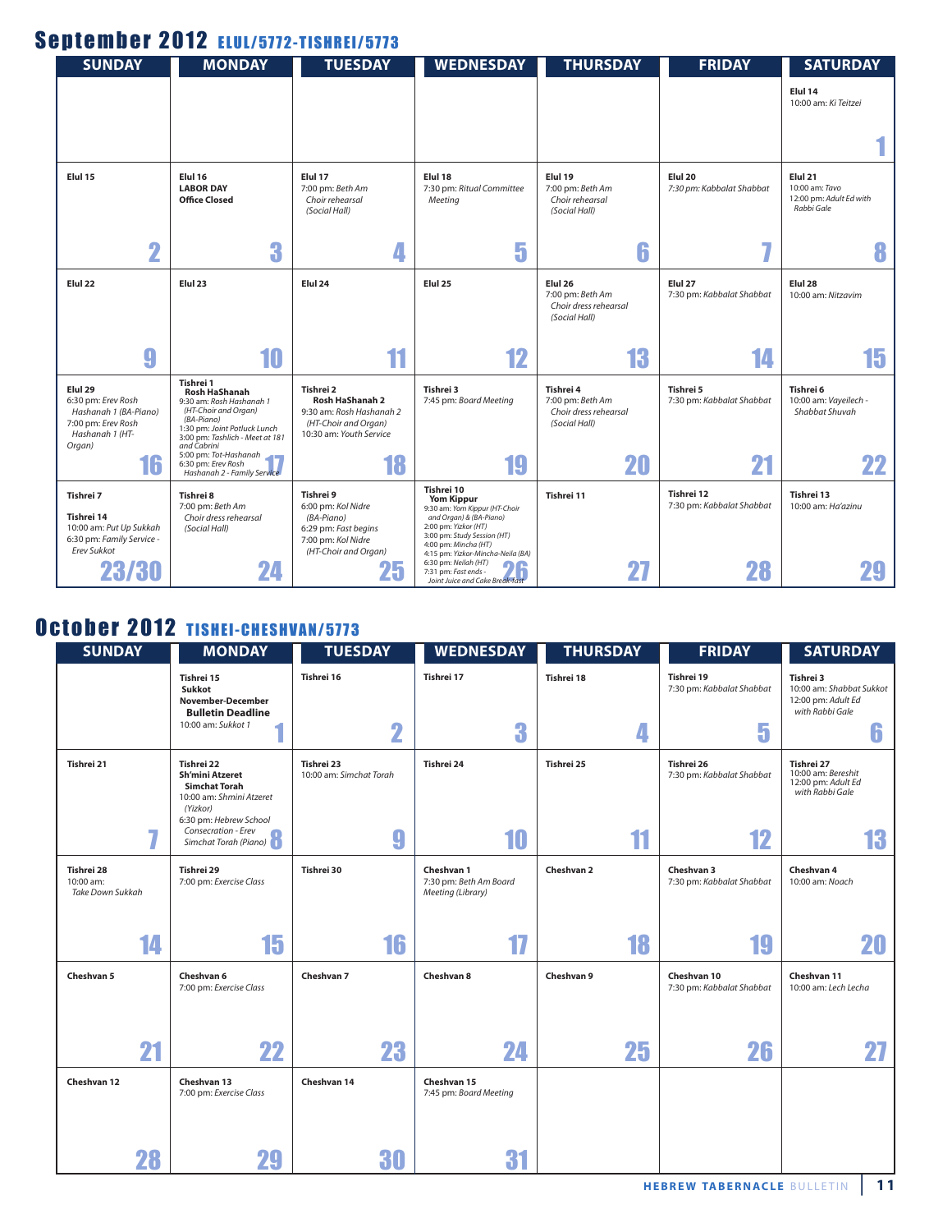# September 2012 ELUL/5772-TISHREI/5773

| SUNDAY | MONDAY | TUESDAY | WEDNESDAY | THURSDAY | FRIDAY | SATURDAY |
|---|---|---|---|---|---|---|
| | | | | | | **Elul 14** 10:00 am: *Ki Teitzei* **1** |
| **Elul 15** **2** | **Elul 16** **LABOR DAY** **Office Closed** **3** | **Elul 17** 7:00 pm: *Beth Am Choir rehearsal (Social Hall)* **4** | **Elul 18** 7:30 pm: *Ritual Committee Meeting* **5** | **Elul 19** 7:00 pm: *Beth Am Choir rehearsal (Social Hall)* **6** | **Elul 20** 7:30 pm: *Kabbalat Shabbat* **7** | **Elul 21** 10:00 am: *Tavo* 12:00 pm: *Adult Ed with Rabbi Gale* **8** |
| **Elul 22** **9** | **Elul 23** **10** | **Elul 24** **11** | **Elul 25** **12** | **Elul 26** 7:00 pm: *Beth Am Choir dress rehearsal (Social Hall)* **13** | **Elul 27** 7:30 pm: *Kabbalat Shabbat* **14** | **Elul 28** 10:00 am: *Nitzavim* **15** |
| **Elul 29** 6:30 pm: *Erev Rosh Hashanah 1 (BA-Piano)* 7:00 pm: *Erev Rosh Hashanah 1 (HT-Organ)* **16** | **Tishrei 1** **Rosh HaShanah** 9:30 am: *Rosh Hashanah 1 (HT-Choir and Organ) (BA-Piano)* 1:30 pm: *Joint Potluck Lunch* 3:00 pm: *Tashlich - Meet at 181 and Cabrini* 5:00 pm: *Tot-Hashanah* 6:30 pm: *Erev Rosh Hashanah 2 - Family Service* **17** | **Tishrei 2** **Rosh HaShanah 2** 9:30 am: *Rosh Hashanah 2 (HT-Choir and Organ)* 10:30 am: *Youth Service* **18** | **Tishrei 3** 7:45 pm: *Board Meeting* **19** | **Tishrei 4** 7:00 pm: *Beth Am Choir dress rehearsal (Social Hall)* **20** | **Tishrei 5** 7:30 pm: *Kabbalat Shabbat* **21** | **Tishrei 6** 10:00 am: *Vayeilech - Shabbat Shuvah* **22** |
| **Tishrei 7** **Tishrei 14** 10:00 am: *Put Up Sukkah* 6:30 pm: *Family Service - Erev Sukkot* **23/30** | **Tishrei 8** 7:00 pm: *Beth Am Choir dress rehearsal (Social Hall)* **24** | **Tishrei 9** 6:00 pm: *Kol Nidre (BA-Piano)* 6:29 pm: *Fast begins* 7:00 pm: *Kol Nidre (HT-Choir and Organ)* **25** | **Tishrei 10** **Yom Kippur** 9:30 am: *Yom Kippur (HT-Choir and Organ) & (BA-Piano)* 2:00 pm: *Yizkor (HT)* 3:00 pm: *Study Session (HT)* 4:00 pm: *Mincha (HT)* 4:15 pm: *Yizkor-Mincha-Neila (BA)* 6:30 pm: *Neilah (HT)* 7:31 pm: *Fast ends - Joint Juice and Cake Break-fast* **26** | **Tishrei 11** **27** | **Tishrei 12** 7:30 pm: *Kabbalat Shabbat* **28** | **Tishrei 13** 10:00 am: *Ha'azinu* **29** |

# October 2012 TISHEI-CHESHVAN/5773

| SUNDAY | MONDAY | TUESDAY | WEDNESDAY | THURSDAY | FRIDAY | SATURDAY |
|---|---|---|---|---|---|---|
| | **Tishrei 15** **Sukkot** **November-December Bulletin Deadline** 10:00 am: *Sukkot 1* **1** | **Tishrei 16** **2** | **Tishrei 17** **3** | **Tishrei 18** **4** | **Tishrei 19** 7:30 pm: *Kabbalat Shabbat* **5** | **Tishrei 3** 10:00 am: *Shabbat Sukkot* 12:00 pm: *Adult Ed with Rabbi Gale* **6** |
| **Tishrei 21** **7** | **Tishrei 22** **Sh'mini Atzeret** **Simchat Torah** 10:00 am: *Shmini Atzeret (Yizkor)* 6:30 pm: *Hebrew School Consecration - Erev Simchat Torah (Piano)* **8** | **Tishrei 23** 10:00 am: *Simchat Torah* **9** | **Tishrei 24** **10** | **Tishrei 25** **11** | **Tishrei 26** 7:30 pm: *Kabbalat Shabbat* **12** | **Tishrei 27** 10:00 am: *Bereshit* 12:00 pm: *Adult Ed with Rabbi Gale* **13** |
| **Tishrei 28** 10:00 am: *Take Down Sukkah* **14** | **Tishrei 29** 7:00 pm: *Exercise Class* **15** | **Tishrei 30** **16** | **Cheshvan 1** 7:30 pm: *Beth Am Board Meeting (Library)* **17** | **Cheshvan 2** **18** | **Cheshvan 3** 7:30 pm: *Kabbalat Shabbat* **19** | **Cheshvan 4** 10:00 am: *Noach* **20** |
| **Cheshvan 5** **21** | **Cheshvan 6** 7:00 pm: *Exercise Class* **22** | **Cheshvan 7** **23** | **Cheshvan 8** **24** | **Cheshvan 9** **25** | **Cheshvan 10** 7:30 pm: *Kabbalat Shabbat* **26** | **Cheshvan 11** 10:00 am: *Lech Lecha* **27** |
| **Cheshvan 12** **28** | **Cheshvan 13** 7:00 pm: *Exercise Class* **29** | **Cheshvan 14** **30** | **Cheshvan 15** 7:45 pm: *Board Meeting* **31** | | | |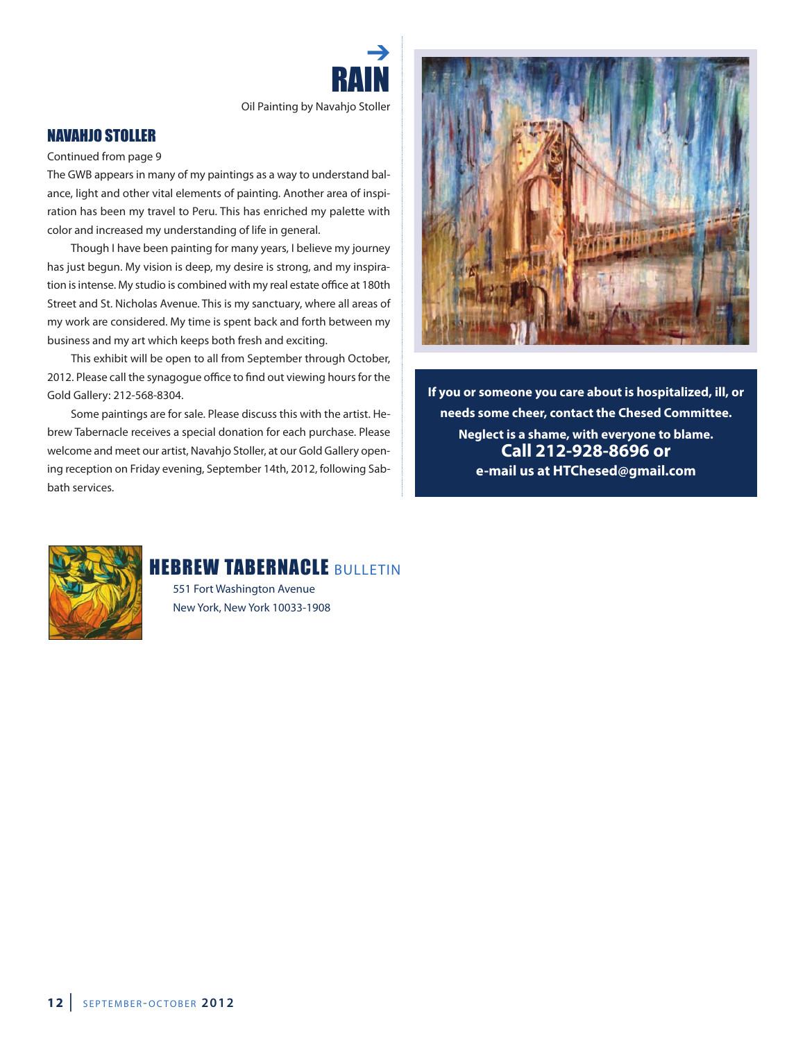# RAIN

Oil Painting by Navahjo Stoller

## NAVAHJO STOLLER

Continued from page 9

The GWB appears in many of my paintings as a way to understand balance, light and other vital elements of painting. Another area of inspiration has been my travel to Peru. This has enriched my palette with color and increased my understanding of life in general.

Though I have been painting for many years, I believe my journey has just begun. My vision is deep, my desire is strong, and my inspiration is intense. My studio is combined with my real estate office at 180th Street and St. Nicholas Avenue. This is my sanctuary, where all areas of my work are considered. My time is spent back and forth between my business and my art which keeps both fresh and exciting.

This exhibit will be open to all from September through October, 2012. Please call the synagogue office to find out viewing hours for the Gold Gallery: 212-568-8304.

Some paintings are for sale. Please discuss this with the artist. Hebrew Tabernacle receives a special donation for each purchase. Please welcome and meet our artist, Navahjo Stoller, at our Gold Gallery opening reception on Friday evening, September 14th, 2012, following Sabbath services.

**If you or someone you care about is hospitalized, ill, or needs some cheer, contact the Chesed Committee.**

**Neglect is a shame, with everyone to blame.**

**Call 212-928-8696 or**

**e-mail us at HTChesed@gmail.com**

## HEBREW TABERNACLE BULLETIN

551 Fort Washington Avenue
New York, New York 10033-1908